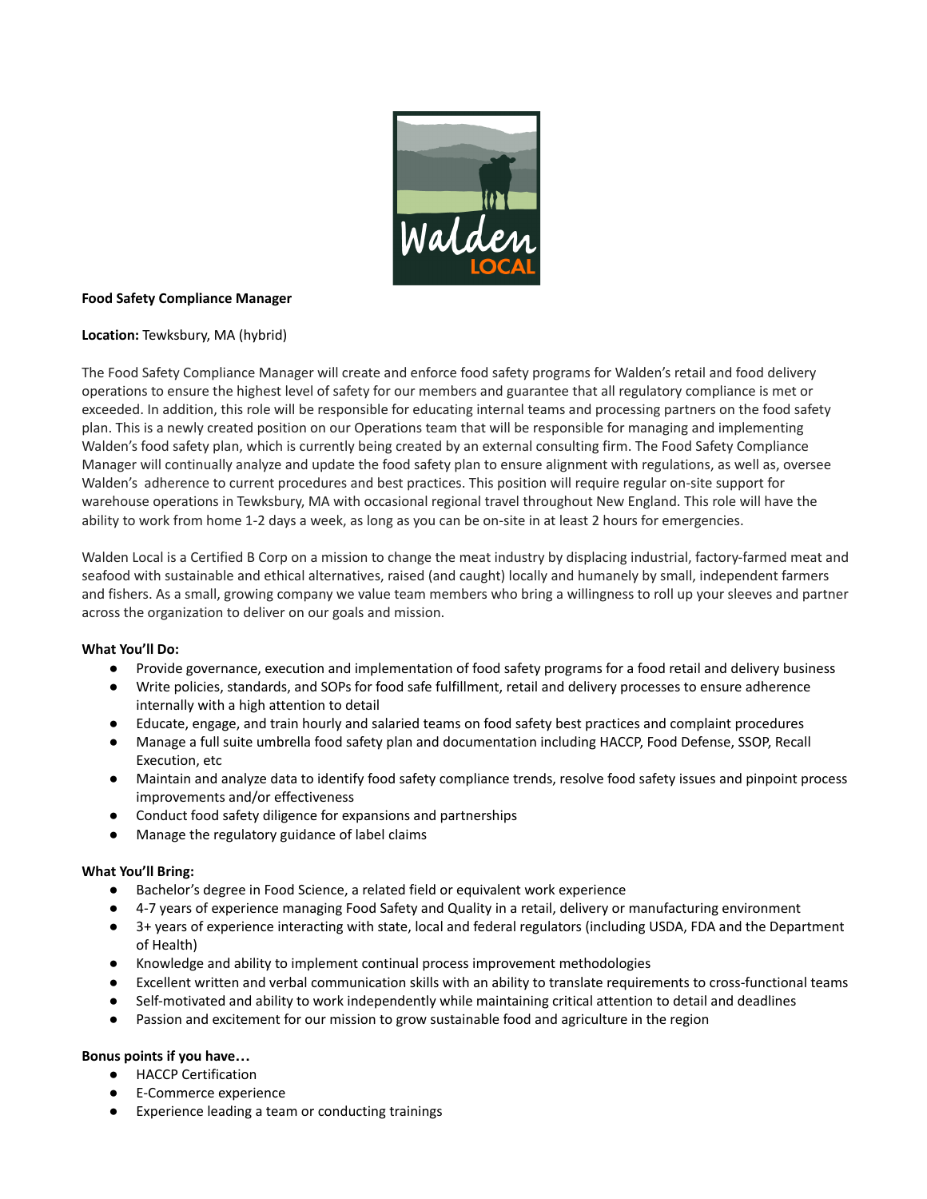**Food Safety Compliance Manager**

**Location:** Tewksbury, MA (hybrid)

The Food Safety Compliance Manager will create and enforce food safety programs for Walden's retail and food delivery operations to ensure the highest level of safety for our members and guarantee that all regulatory compliance is met or exceeded. In addition, this role will be responsible for educating internal teams and processing partners on the food safety plan. This is a newly created position on our Operations team that will be responsible for managing and implementing Walden's food safety plan, which is currently being created by an external consulting firm. The Food Safety Compliance Manager will continually analyze and update the food safety plan to ensure alignment with regulations, as well as, oversee Walden's adherence to current procedures and best practices. This position will require regular on-site support for warehouse operations in Tewksbury, MA with occasional regional travel throughout New England. This role will have the ability to work from home 1-2 days a week, as long as you can be on-site in at least 2 hours for emergencies.

Walden Local is a Certified B Corp on a mission to change the meat industry by displacing industrial, factory-farmed meat and seafood with sustainable and ethical alternatives, raised (and caught) locally and humanely by small, independent farmers and fishers. As a small, growing company we value team members who bring a willingness to roll up your sleeves and partner across the organization to deliver on our goals and mission.

**What You'll Do:**

- Provide governance, execution and implementation of food safety programs for a food retail and delivery business
- Write policies, standards, and SOPs for food safe fulfillment, retail and delivery processes to ensure adherence internally with a high attention to detail
- Educate, engage, and train hourly and salaried teams on food safety best practices and complaint procedures
- Manage a full suite umbrella food safety plan and documentation including HACCP, Food Defense, SSOP, Recall Execution, etc
- Maintain and analyze data to identify food safety compliance trends, resolve food safety issues and pinpoint process improvements and/or effectiveness
- Conduct food safety diligence for expansions and partnerships
- Manage the regulatory guidance of label claims

**What You'll Bring:**

- Bachelor's degree in Food Science, a related field or equivalent work experience
- 4-7 years of experience managing Food Safety and Quality in a retail, delivery or manufacturing environment
- 3+ years of experience interacting with state, local and federal regulators (including USDA, FDA and the Department of Health)
- Knowledge and ability to implement continual process improvement methodologies
- Excellent written and verbal communication skills with an ability to translate requirements to cross-functional teams
- Self-motivated and ability to work independently while maintaining critical attention to detail and deadlines
- Passion and excitement for our mission to grow sustainable food and agriculture in the region

**Bonus points if you have…**

- HACCP Certification
- E-Commerce experience
- Experience leading a team or conducting trainings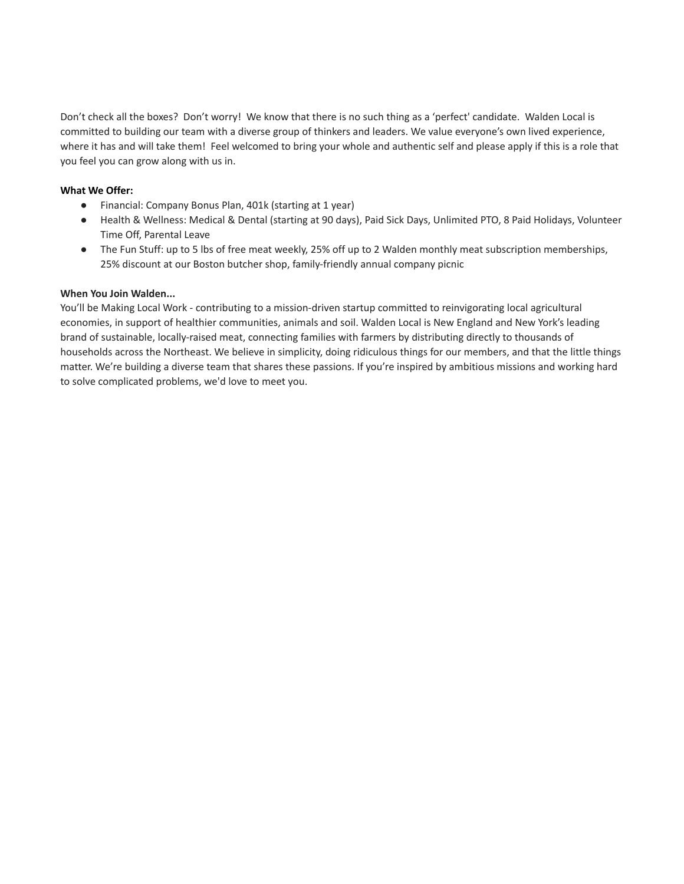Don't check all the boxes? Don't worry! We know that there is no such thing as a 'perfect' candidate. Walden Local is committed to building our team with a diverse group of thinkers and leaders. We value everyone's own lived experience, where it has and will take them! Feel welcomed to bring your whole and authentic self and please apply if this is a role that you feel you can grow along with us in.

**What We Offer:**

- Financial: Company Bonus Plan, 401k (starting at 1 year)
- Health & Wellness: Medical & Dental (starting at 90 days), Paid Sick Days, Unlimited PTO, 8 Paid Holidays, Volunteer Time Off, Parental Leave
- The Fun Stuff: up to 5 lbs of free meat weekly, 25% off up to 2 Walden monthly meat subscription memberships, 25% discount at our Boston butcher shop, family-friendly annual company picnic

**When You Join Walden...**

You'll be Making Local Work - contributing to a mission-driven startup committed to reinvigorating local agricultural economies, in support of healthier communities, animals and soil. Walden Local is New England and New York's leading brand of sustainable, locally-raised meat, connecting families with farmers by distributing directly to thousands of households across the Northeast. We believe in simplicity, doing ridiculous things for our members, and that the little things matter. We're building a diverse team that shares these passions. If you're inspired by ambitious missions and working hard to solve complicated problems, we'd love to meet you.